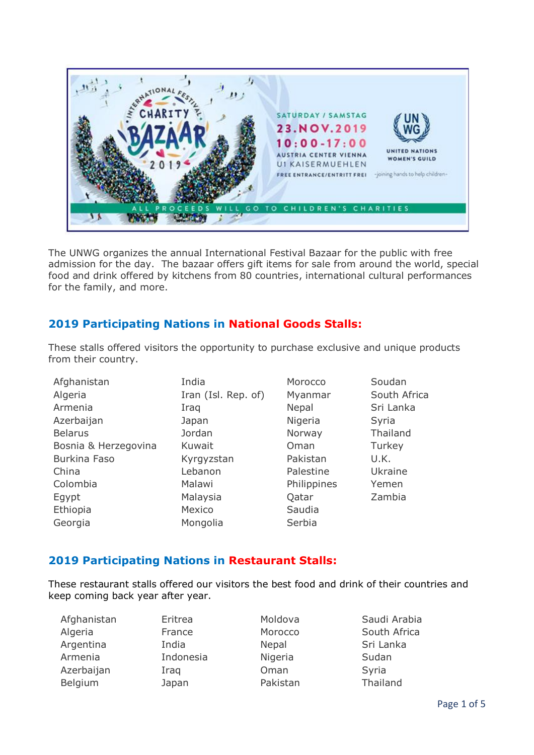The UNWG organizes the annual International Festival Bazaar for the public with free admission for the day. The bazaar offers gift items for sale from around the world, special food and drink offered by kitchens from 80 countries, international cultural performances for the family, and more.

## 2019 Participating Nations in National Goods Stalls:

These stalls offered visitors the opportunity to purchase exclusive and unique products from their country.

- Afghanistan
- Algeria
- Armenia
- Azerbaijan
- Belarus
- Bosnia & Herzegovina
- Burkina Faso
- China
- Colombia
- Egypt
- Ethiopia
- Georgia
- India
- Iran (Isl. Rep. of)
- Iraq
- Japan
- Jordan
- Kuwait
- Kyrgyzstan
- Lebanon
- Malawi
- Malaysia
- Mexico
- Mongolia
- Morocco
- Myanmar
- Nepal
- Nigeria
- Norway
- Oman
- Pakistan
- Palestine
- Philippines
- Qatar
- Saudia
- Serbia
- Soudan
- South Africa
- Sri Lanka
- Syria
- Thailand
- Turkey
- U.K.
- Ukraine
- Yemen
- Zambia

## 2019 Participating Nations in Restaurant Stalls:

These restaurant stalls offered our visitors the best food and drink of their countries and keep coming back year after year.

- Afghanistan
- Algeria
- Argentina
- Armenia
- Azerbaijan
- Belgium
- Eritrea
- France
- India
- Indonesia
- Iraq
- Japan
- Moldova
- Morocco
- Nepal
- Nigeria
- Oman
- Pakistan
- Saudi Arabia
- South Africa
- Sri Lanka
- Sudan
- Syria
- Thailand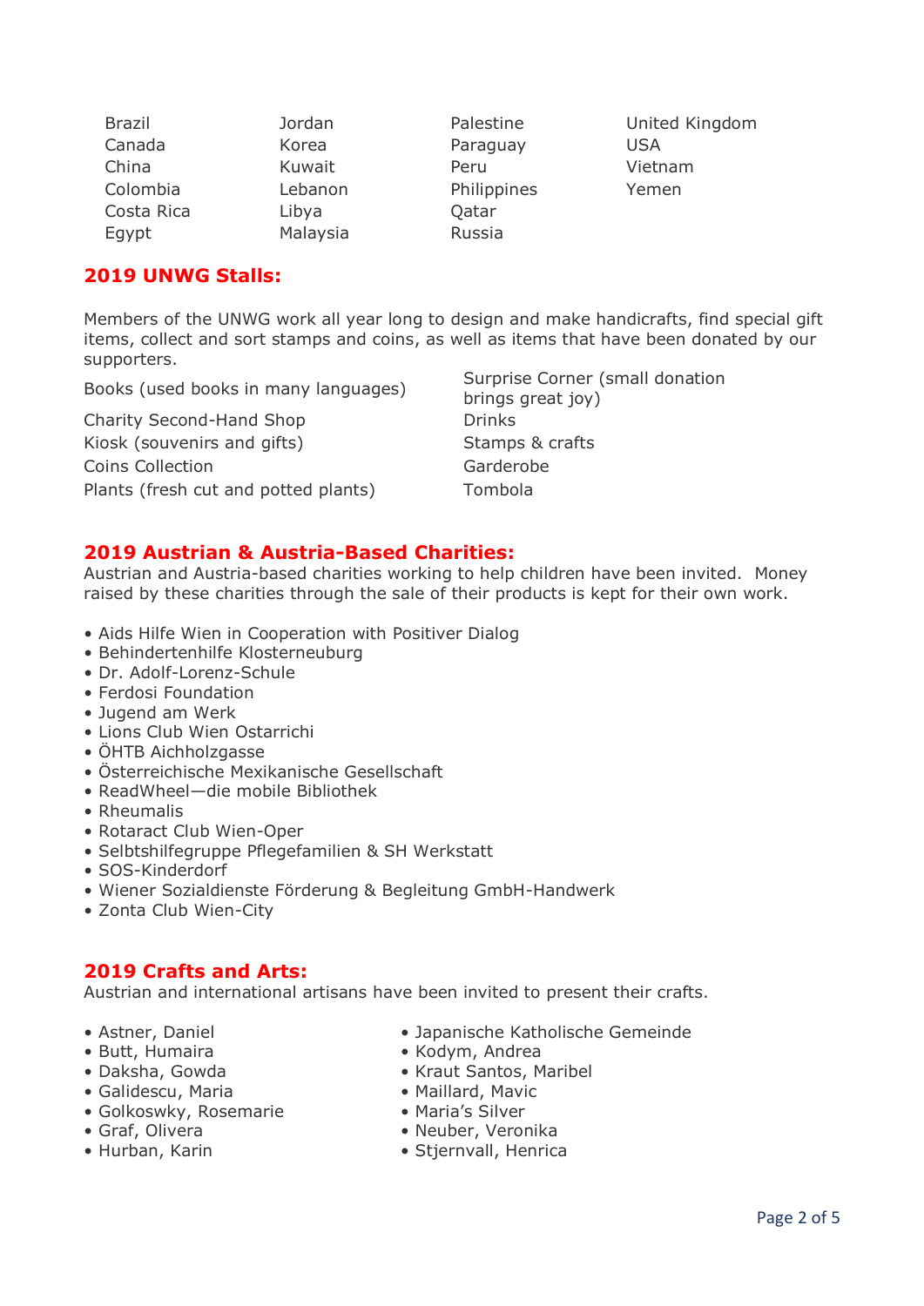- Brazil
- Canada
- China
- Colombia
- Costa Rica
- Egypt
- Jordan
- Korea
- Kuwait
- Lebanon
- Libya
- Malaysia
- Palestine
- Paraguay
- Peru
- Philippines
- Qatar
- Russia
- United Kingdom
- USA
- Vietnam
- Yemen

## 2019 UNWG Stalls:

Members of the UNWG work all year long to design and make handicrafts, find special gift items, collect and sort stamps and coins, as well as items that have been donated by our supporters.

- Books (used books in many languages)
- Charity Second-Hand Shop
- Kiosk (souvenirs and gifts)
- Coins Collection
- Plants (fresh cut and potted plants)
- Surprise Corner (small donation brings great joy)
- Drinks
- Stamps & crafts
- Garderobe
- Tombola

## 2019 Austrian & Austria-Based Charities:

Austrian and Austria-based charities working to help children have been invited. Money raised by these charities through the sale of their products is kept for their own work.

- Aids Hilfe Wien in Cooperation with Positiver Dialog
- Behindertenhilfe Klosterneuburg
- Dr. Adolf-Lorenz-Schule
- Ferdosi Foundation
- Jugend am Werk
- Lions Club Wien Ostarrichi
- ÖHTB Aichholzgasse
- Österreichische Mexikanische Gesellschaft
- ReadWheel—die mobile Bibliothek
- Rheumalis
- Rotaract Club Wien-Oper
- Selbtshilfegruppe Pflegefamilien & SH Werkstatt
- SOS-Kinderdorf
- Wiener Sozialdienste Förderung & Begleitung GmbH-Handwerk
- Zonta Club Wien-City

## 2019 Crafts and Arts:

Austrian and international artisans have been invited to present their crafts.

- Astner, Daniel
- Butt, Humaira
- Daksha, Gowda
- Galidescu, Maria
- Golkoswky, Rosemarie
- Graf, Olivera
- Hurban, Karin
- Japanische Katholische Gemeinde
- Kodym, Andrea
- Kraut Santos, Maribel
- Maillard, Mavic
- Maria's Silver
- Neuber, Veronika
- Stjernvall, Henrica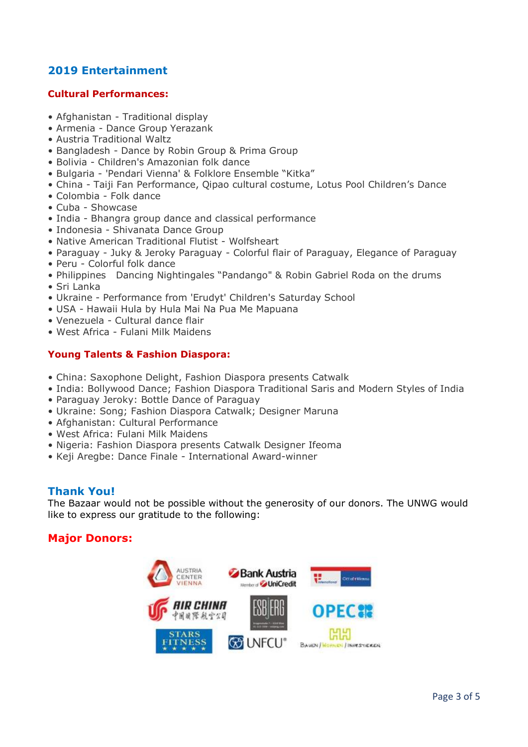## 2019 Entertainment

### Cultural Performances:

- Afghanistan - Traditional display
- Armenia - Dance Group Yerazank
- Austria Traditional Waltz
- Bangladesh - Dance by Robin Group & Prima Group
- Bolivia - Children's Amazonian folk dance
- Bulgaria - 'Pendari Vienna' & Folklore Ensemble "Kitka"
- China - Taiji Fan Performance, Qipao cultural costume, Lotus Pool Children's Dance
- Colombia - Folk dance
- Cuba - Showcase
- India - Bhangra group dance and classical performance
- Indonesia - Shivanata Dance Group
- Native American Traditional Flutist - Wolfsheart
- Paraguay - Juky & Jeroky Paraguay - Colorful flair of Paraguay, Elegance of Paraguay
- Peru - Colorful folk dance
- Philippines Dancing Nightingales "Pandango" & Robin Gabriel Roda on the drums
- Sri Lanka
- Ukraine - Performance from 'Erudyt' Children's Saturday School
- USA - Hawaii Hula by Hula Mai Na Pua Me Mapuana
- Venezuela - Cultural dance flair
- West Africa - Fulani Milk Maidens

### Young Talents & Fashion Diaspora:

- China: Saxophone Delight, Fashion Diaspora presents Catwalk
- India: Bollywood Dance; Fashion Diaspora Traditional Saris and Modern Styles of India
- Paraguay Jeroky: Bottle Dance of Paraguay
- Ukraine: Song; Fashion Diaspora Catwalk; Designer Maruna
- Afghanistan: Cultural Performance
- West Africa: Fulani Milk Maidens
- Nigeria: Fashion Diaspora presents Catwalk Designer Ifeoma
- Keji Aregbe: Dance Finale - International Award-winner

## Thank You!

The Bazaar would not be possible without the generosity of our donors. The UNWG would like to express our gratitude to the following:

## Major Donors:

Austria Center Vienna, Bank Austria (Member of UniCredit), City of Vienna, Air China, ESBJERG, OPEC, Stars Fitness, UNFCU, Bauen / Wohnen / Investieren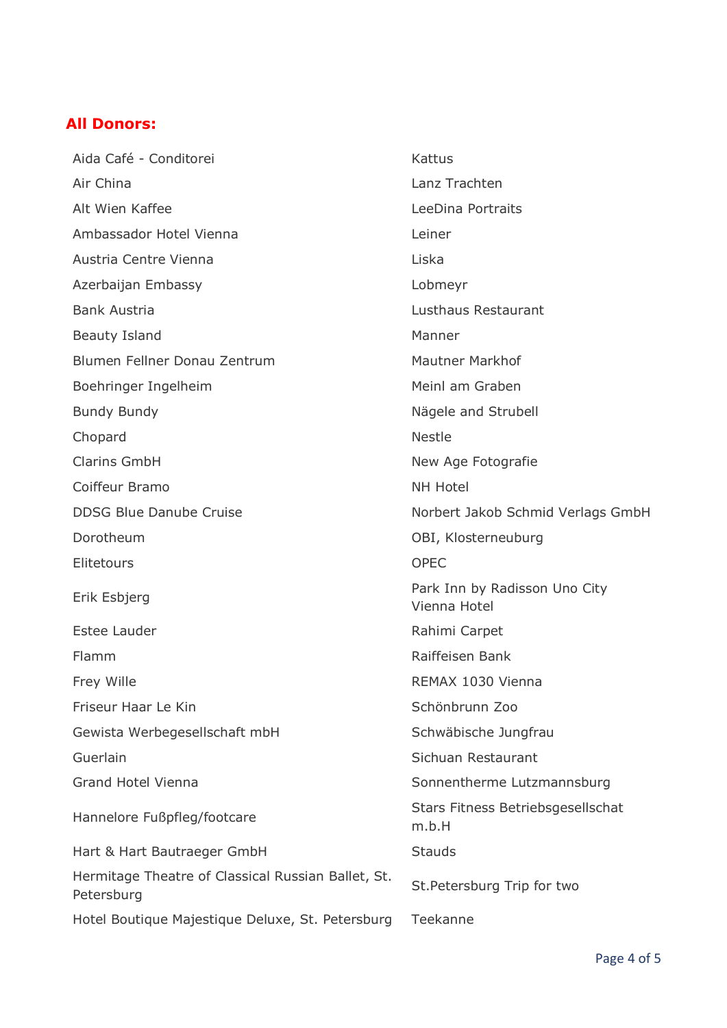## All Donors:

- Aida Café - Conditorei
- Air China
- Alt Wien Kaffee
- Ambassador Hotel Vienna
- Austria Centre Vienna
- Azerbaijan Embassy
- Bank Austria
- Beauty Island
- Blumen Fellner Donau Zentrum
- Boehringer Ingelheim
- Bundy Bundy
- Chopard
- Clarins GmbH
- Coiffeur Bramo
- DDSG Blue Danube Cruise
- Dorotheum
- Elitetours
- Erik Esbjerg
- Estee Lauder
- Flamm
- Frey Wille
- Friseur Haar Le Kin
- Gewista Werbegesellschaft mbH
- Guerlain
- Grand Hotel Vienna
- Hannelore Fußpfleg/footcare
- Hart & Hart Bautraeger GmbH
- Hermitage Theatre of Classical Russian Ballet, St. Petersburg
- Hotel Boutique Majestique Deluxe, St. Petersburg
- Kattus
- Lanz Trachten
- LeeDina Portraits
- Leiner
- Liska
- Lobmeyr
- Lusthaus Restaurant
- Manner
- Mautner Markhof
- Meinl am Graben
- Nägele and Strubell
- Nestle
- New Age Fotografie
- NH Hotel
- Norbert Jakob Schmid Verlags GmbH
- OBI, Klosterneuburg
- OPEC
- Park Inn by Radisson Uno City Vienna Hotel
- Rahimi Carpet
- Raiffeisen Bank
- REMAX 1030 Vienna
- Schönbrunn Zoo
- Schwäbische Jungfrau
- Sichuan Restaurant
- Sonnentherme Lutzmannsburg
- Stars Fitness Betriebsgesellschat m.b.H
- Stauds
- St.Petersburg Trip for two
- Teekanne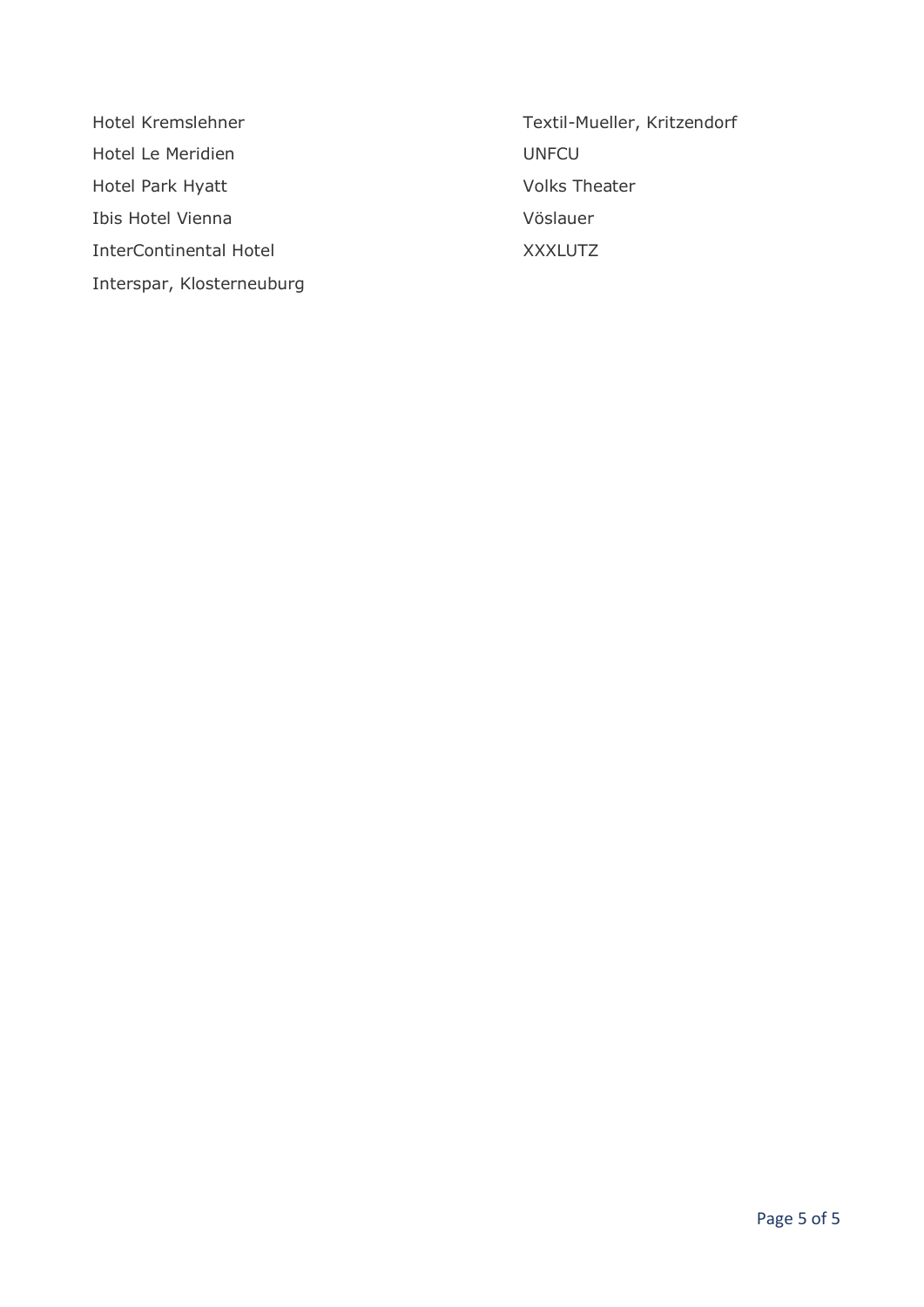Hotel Kremslehner

Hotel Le Meridien

Hotel Park Hyatt

Ibis Hotel Vienna

InterContinental Hotel

Interspar, Klosterneuburg

Textil-Mueller, Kritzendorf

UNFCU

Volks Theater

Vöslauer

XXXLUTZ